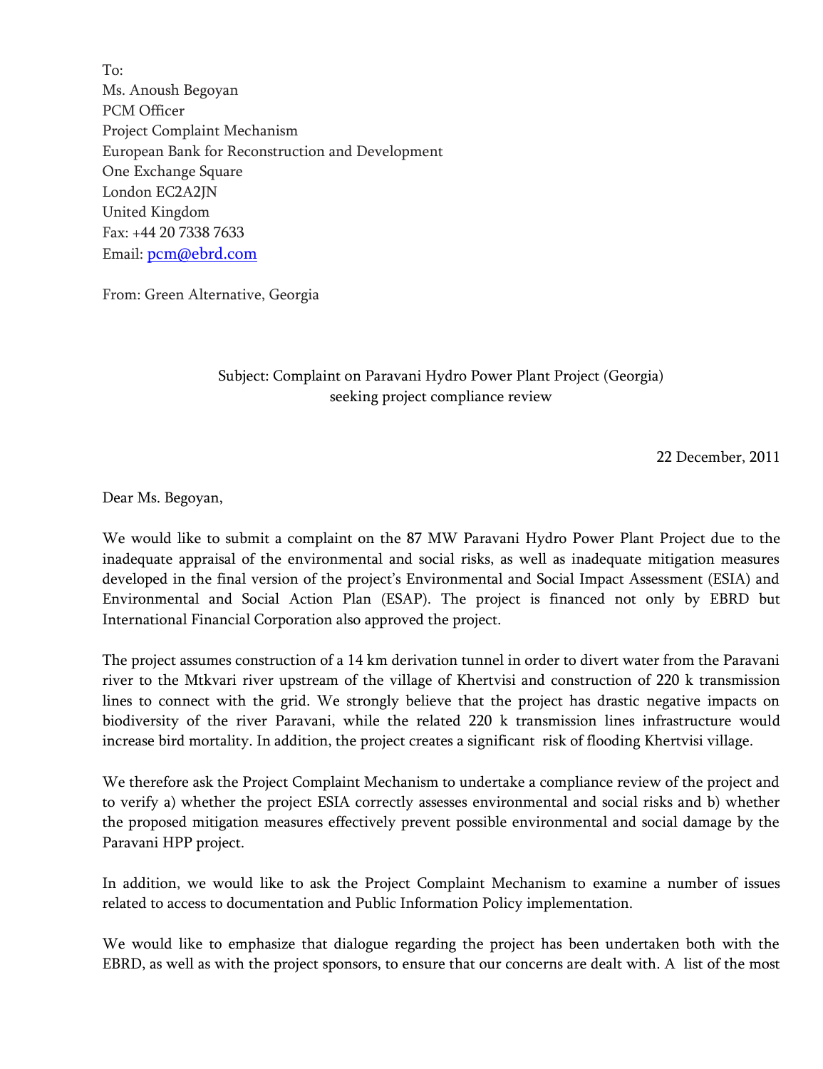To:
Ms. Anoush Begoyan
PCM Officer
Project Complaint Mechanism
European Bank for Reconstruction and Development
One Exchange Square
London EC2A2JN
United Kingdom
Fax: +44 20 7338 7633
Email: pcm@ebrd.com

From: Green Alternative, Georgia

Subject: Complaint on Paravani Hydro Power Plant Project (Georgia) seeking project compliance review

22 December, 2011

Dear Ms. Begoyan,

We would like to submit a complaint on the 87 MW Paravani Hydro Power Plant Project due to the inadequate appraisal of the environmental and social risks, as well as inadequate mitigation measures developed in the final version of the project's Environmental and Social Impact Assessment (ESIA) and Environmental and Social Action Plan (ESAP). The project is financed not only by EBRD but International Financial Corporation also approved the project.

The project assumes construction of a 14 km derivation tunnel in order to divert water from the Paravani river to the Mtkvari river upstream of the village of Khertvisi and construction of 220 k transmission lines to connect with the grid. We strongly believe that the project has drastic negative impacts on biodiversity of the river Paravani, while the related 220 k transmission lines infrastructure would increase bird mortality. In addition, the project creates a significant risk of flooding Khertvisi village.

We therefore ask the Project Complaint Mechanism to undertake a compliance review of the project and to verify a) whether the project ESIA correctly assesses environmental and social risks and b) whether the proposed mitigation measures effectively prevent possible environmental and social damage by the Paravani HPP project.

In addition, we would like to ask the Project Complaint Mechanism to examine a number of issues related to access to documentation and Public Information Policy implementation.

We would like to emphasize that dialogue regarding the project has been undertaken both with the EBRD, as well as with the project sponsors, to ensure that our concerns are dealt with. A list of the most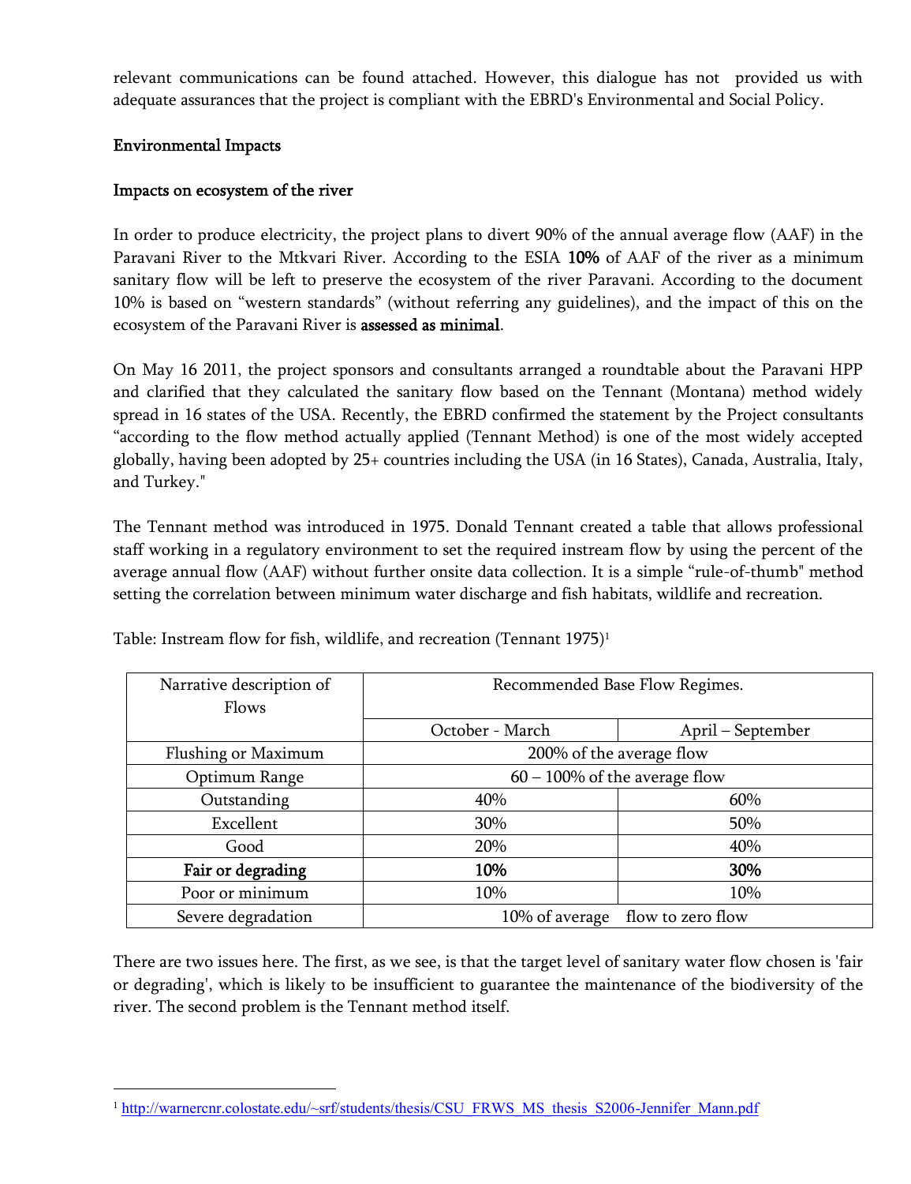relevant communications can be found attached. However, this dialogue has not provided us with adequate assurances that the project is compliant with the EBRD's Environmental and Social Policy.

**Environmental Impacts**

**Impacts on ecosystem of the river**

In order to produce electricity, the project plans to divert 90% of the annual average flow (AAF) in the Paravani River to the Mtkvari River. According to the ESIA **10%** of AAF of the river as a minimum sanitary flow will be left to preserve the ecosystem of the river Paravani. According to the document 10% is based on "western standards" (without referring any guidelines), and the impact of this on the ecosystem of the Paravani River is **assessed as minimal**.

On May 16 2011, the project sponsors and consultants arranged a roundtable about the Paravani HPP and clarified that they calculated the sanitary flow based on the Tennant (Montana) method widely spread in 16 states of the USA. Recently, the EBRD confirmed the statement by the Project consultants "according to the flow method actually applied (Tennant Method) is one of the most widely accepted globally, having been adopted by 25+ countries including the USA (in 16 States), Canada, Australia, Italy, and Turkey."

The Tennant method was introduced in 1975. Donald Tennant created a table that allows professional staff working in a regulatory environment to set the required instream flow by using the percent of the average annual flow (AAF) without further onsite data collection. It is a simple "rule-of-thumb" method setting the correlation between minimum water discharge and fish habitats, wildlife and recreation.

Table: Instream flow for fish, wildlife, and recreation (Tennant 1975)[1]

| Narrative description of Flows | Recommended Base Flow Regimes. | |
|---|---|---|
| | October - March | April – September |
| Flushing or Maximum | 200% of the average flow | |
| Optimum Range | 60 – 100% of the average flow | |
| Outstanding | 40% | 60% |
| Excellent | 30% | 50% |
| Good | 20% | 40% |
| **Fair or degrading** | **10%** | **30%** |
| Poor or minimum | 10% | 10% |
| Severe degradation | 10% of average flow to zero flow | |

There are two issues here. The first, as we see, is that the target level of sanitary water flow chosen is 'fair or degrading', which is likely to be insufficient to guarantee the maintenance of the biodiversity of the river. The second problem is the Tennant method itself.

[1] http://warnercnr.colostate.edu/~srf/students/thesis/CSU_FRWS_MS_thesis_S2006-Jennifer_Mann.pdf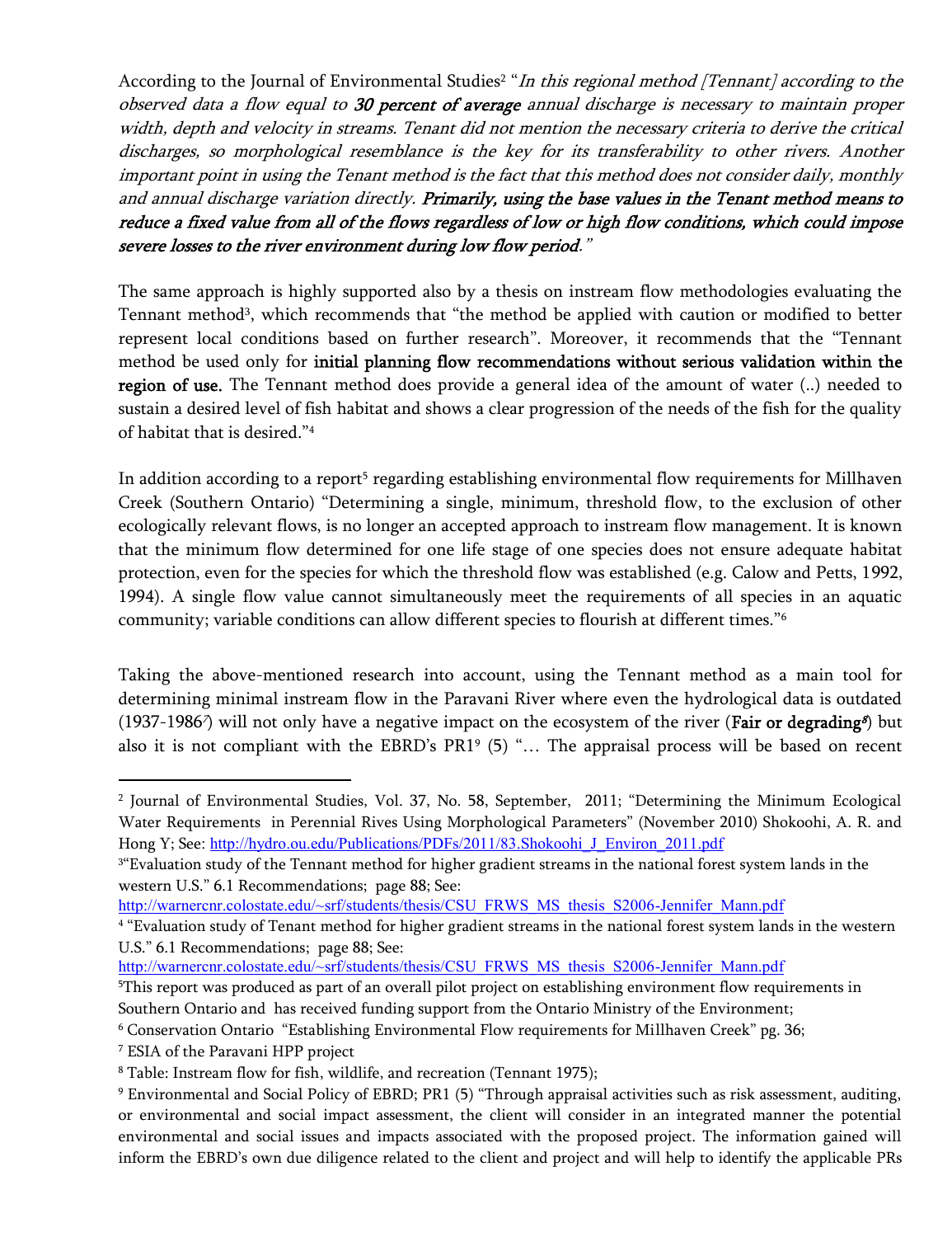According to the Journal of Environmental Studies[2] "*In this regional method [Tennant] according to the observed data a flow equal to* ***30 percent of average*** *annual discharge is necessary to maintain proper width, depth and velocity in streams. Tenant did not mention the necessary criteria to derive the critical discharges, so morphological resemblance is the key for its transferability to other rivers. Another important point in using the Tenant method is the fact that this method does not consider daily, monthly and annual discharge variation directly.* ***Primarily, using the base values in the Tenant method means to reduce a fixed value from all of the flows regardless of low or high flow conditions, which could impose severe losses to the river environment during low flow period.***"

The same approach is highly supported also by a thesis on instream flow methodologies evaluating the Tennant method[3], which recommends that "the method be applied with caution or modified to better represent local conditions based on further research". Moreover, it recommends that the "Tennant method be used only for **initial planning flow recommendations without serious validation within the region of use.** The Tennant method does provide a general idea of the amount of water (..) needed to sustain a desired level of fish habitat and shows a clear progression of the needs of the fish for the quality of habitat that is desired."[4]

In addition according to a report[5] regarding establishing environmental flow requirements for Millhaven Creek (Southern Ontario) "Determining a single, minimum, threshold flow, to the exclusion of other ecologically relevant flows, is no longer an accepted approach to instream flow management. It is known that the minimum flow determined for one life stage of one species does not ensure adequate habitat protection, even for the species for which the threshold flow was established (e.g. Calow and Petts, 1992, 1994). A single flow value cannot simultaneously meet the requirements of all species in an aquatic community; variable conditions can allow different species to flourish at different times."[6]

Taking the above-mentioned research into account, using the Tennant method as a main tool for determining minimal instream flow in the Paravani River where even the hydrological data is outdated (1937-1986[7]) will not only have a negative impact on the ecosystem of the river (**Fair or degrading**[8]) but also it is not compliant with the EBRD's PR1[9] (5) "… The appraisal process will be based on recent

---

[2] Journal of Environmental Studies, Vol. 37, No. 58, September, 2011; "Determining the Minimum Ecological Water Requirements in Perennial Rives Using Morphological Parameters" (November 2010) Shokoohi, A. R. and Hong Y; See: http://hydro.ou.edu/Publications/PDFs/2011/83.Shokoohi_J_Environ_2011.pdf

[3] "Evaluation study of the Tennant method for higher gradient streams in the national forest system lands in the western U.S." 6.1 Recommendations; page 88; See: http://warnercnr.colostate.edu/~srf/students/thesis/CSU_FRWS_MS_thesis_S2006-Jennifer_Mann.pdf

[4] "Evaluation study of Tenant method for higher gradient streams in the national forest system lands in the western U.S." 6.1 Recommendations; page 88; See: http://warnercnr.colostate.edu/~srf/students/thesis/CSU_FRWS_MS_thesis_S2006-Jennifer_Mann.pdf

[5] This report was produced as part of an overall pilot project on establishing environment flow requirements in Southern Ontario and has received funding support from the Ontario Ministry of the Environment;

[6] Conservation Ontario "Establishing Environmental Flow requirements for Millhaven Creek" pg. 36;

[7] ESIA of the Paravani HPP project

[8] Table: Instream flow for fish, wildlife, and recreation (Tennant 1975);

[9] Environmental and Social Policy of EBRD; PR1 (5) "Through appraisal activities such as risk assessment, auditing, or environmental and social impact assessment, the client will consider in an integrated manner the potential environmental and social issues and impacts associated with the proposed project. The information gained will inform the EBRD's own due diligence related to the client and project and will help to identify the applicable PRs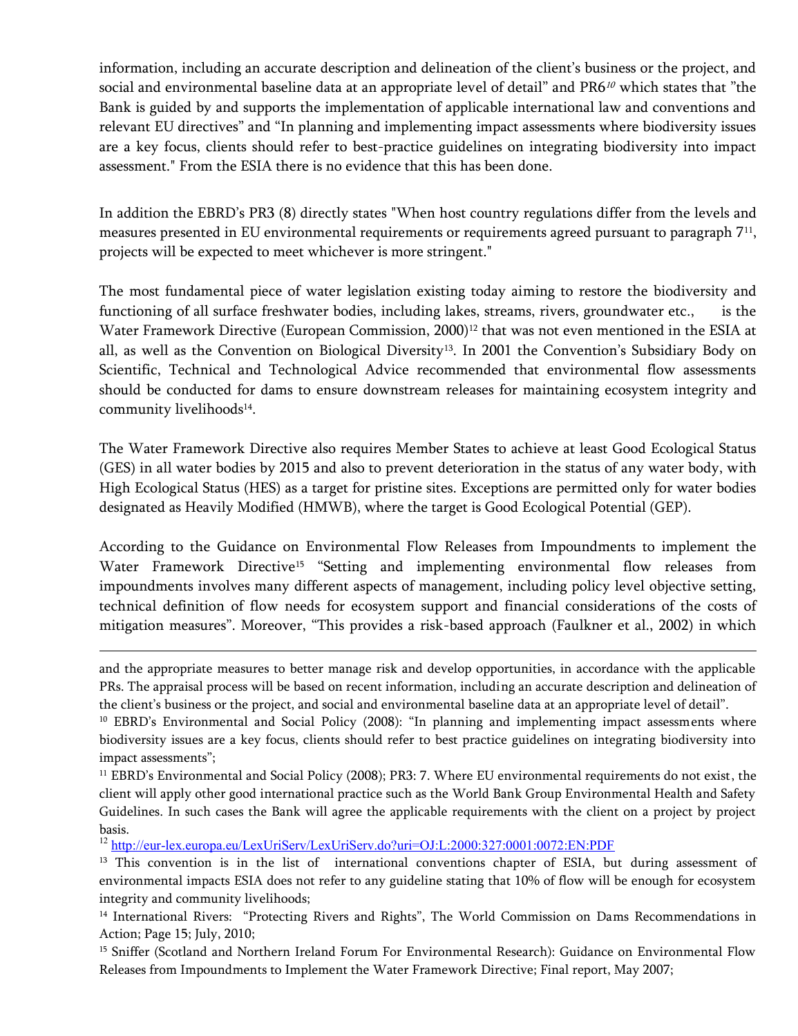information, including an accurate description and delineation of the client's business or the project, and social and environmental baseline data at an appropriate level of detail" and PR6[10] which states that "the Bank is guided by and supports the implementation of applicable international law and conventions and relevant EU directives" and "In planning and implementing impact assessments where biodiversity issues are a key focus, clients should refer to best-practice guidelines on integrating biodiversity into impact assessment." From the ESIA there is no evidence that this has been done.

In addition the EBRD's PR3 (8) directly states "When host country regulations differ from the levels and measures presented in EU environmental requirements or requirements agreed pursuant to paragraph 7[11], projects will be expected to meet whichever is more stringent."

The most fundamental piece of water legislation existing today aiming to restore the biodiversity and functioning of all surface freshwater bodies, including lakes, streams, rivers, groundwater etc., is the Water Framework Directive (European Commission, 2000)[12] that was not even mentioned in the ESIA at all, as well as the Convention on Biological Diversity[13]. In 2001 the Convention's Subsidiary Body on Scientific, Technical and Technological Advice recommended that environmental flow assessments should be conducted for dams to ensure downstream releases for maintaining ecosystem integrity and community livelihoods[14].

The Water Framework Directive also requires Member States to achieve at least Good Ecological Status (GES) in all water bodies by 2015 and also to prevent deterioration in the status of any water body, with High Ecological Status (HES) as a target for pristine sites. Exceptions are permitted only for water bodies designated as Heavily Modified (HMWB), where the target is Good Ecological Potential (GEP).

According to the Guidance on Environmental Flow Releases from Impoundments to implement the Water Framework Directive[15] "Setting and implementing environmental flow releases from impoundments involves many different aspects of management, including policy level objective setting, technical definition of flow needs for ecosystem support and financial considerations of the costs of mitigation measures". Moreover, "This provides a risk-based approach (Faulkner et al., 2002) in which

---

and the appropriate measures to better manage risk and develop opportunities, in accordance with the applicable PRs. The appraisal process will be based on recent information, including an accurate description and delineation of the client's business or the project, and social and environmental baseline data at an appropriate level of detail".

[10] EBRD's Environmental and Social Policy (2008): "In planning and implementing impact assessments where biodiversity issues are a key focus, clients should refer to best practice guidelines on integrating biodiversity into impact assessments";

[11] EBRD's Environmental and Social Policy (2008); PR3: 7. Where EU environmental requirements do not exist, the client will apply other good international practice such as the World Bank Group Environmental Health and Safety Guidelines. In such cases the Bank will agree the applicable requirements with the client on a project by project basis.

[12] http://eur-lex.europa.eu/LexUriServ/LexUriServ.do?uri=OJ:L:2000:327:0001:0072:EN:PDF

[13] This convention is in the list of international conventions chapter of ESIA, but during assessment of environmental impacts ESIA does not refer to any guideline stating that 10% of flow will be enough for ecosystem integrity and community livelihoods;

[14] International Rivers: "Protecting Rivers and Rights", The World Commission on Dams Recommendations in Action; Page 15; July, 2010;

[15] Sniffer (Scotland and Northern Ireland Forum For Environmental Research): Guidance on Environmental Flow Releases from Impoundments to Implement the Water Framework Directive; Final report, May 2007;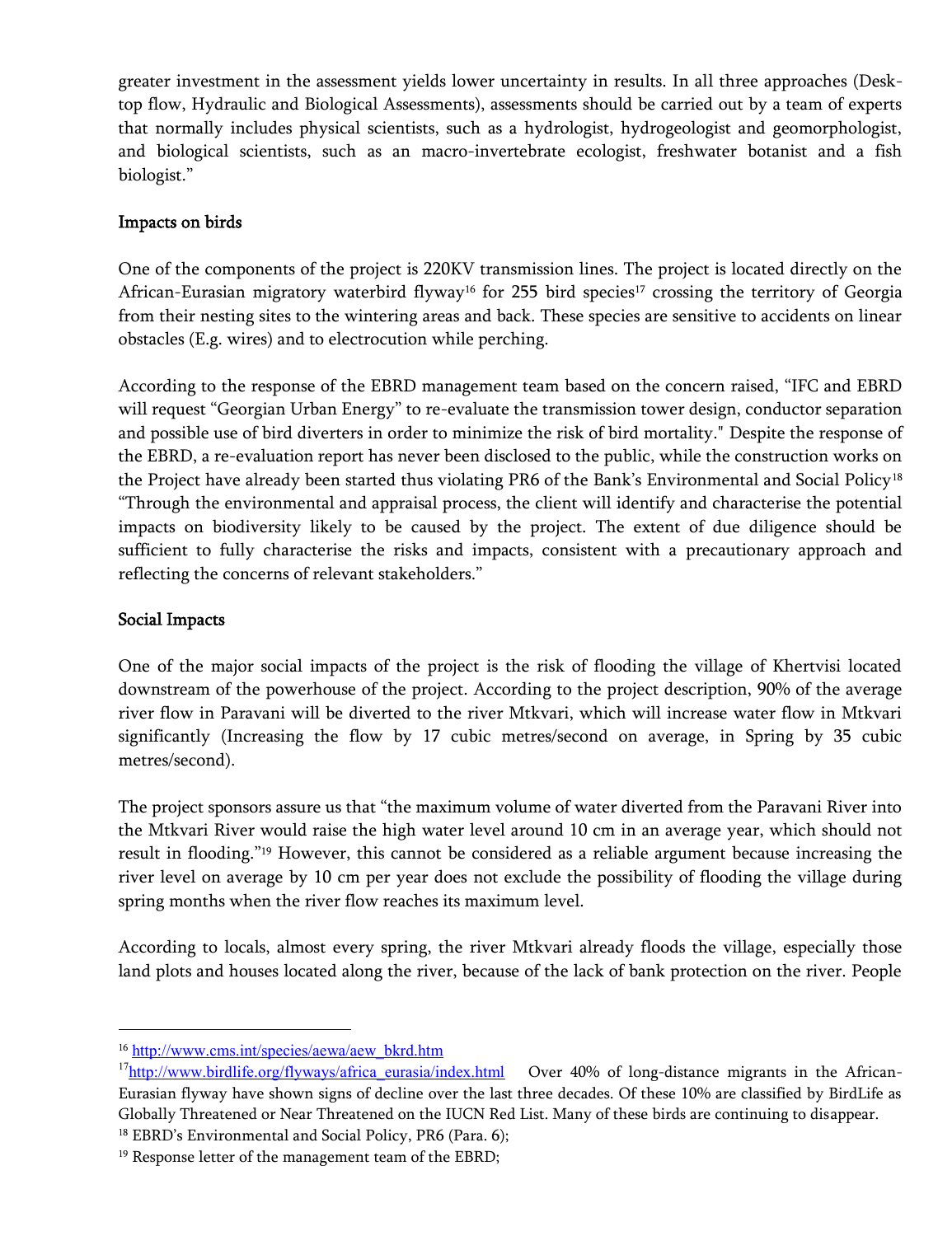greater investment in the assessment yields lower uncertainty in results. In all three approaches (Desk-top flow, Hydraulic and Biological Assessments), assessments should be carried out by a team of experts that normally includes physical scientists, such as a hydrologist, hydrogeologist and geomorphologist, and biological scientists, such as an macro-invertebrate ecologist, freshwater botanist and a fish biologist."

## Impacts on birds

One of the components of the project is 220KV transmission lines. The project is located directly on the African-Eurasian migratory waterbird flyway[16] for 255 bird species[17] crossing the territory of Georgia from their nesting sites to the wintering areas and back. These species are sensitive to accidents on linear obstacles (E.g. wires) and to electrocution while perching.

According to the response of the EBRD management team based on the concern raised, "IFC and EBRD will request "Georgian Urban Energy" to re-evaluate the transmission tower design, conductor separation and possible use of bird diverters in order to minimize the risk of bird mortality." Despite the response of the EBRD, a re-evaluation report has never been disclosed to the public, while the construction works on the Project have already been started thus violating PR6 of the Bank's Environmental and Social Policy[18] "Through the environmental and appraisal process, the client will identify and characterise the potential impacts on biodiversity likely to be caused by the project. The extent of due diligence should be sufficient to fully characterise the risks and impacts, consistent with a precautionary approach and reflecting the concerns of relevant stakeholders."

## Social Impacts

One of the major social impacts of the project is the risk of flooding the village of Khertvisi located downstream of the powerhouse of the project. According to the project description, 90% of the average river flow in Paravani will be diverted to the river Mtkvari, which will increase water flow in Mtkvari significantly (Increasing the flow by 17 cubic metres/second on average, in Spring by 35 cubic metres/second).

The project sponsors assure us that "the maximum volume of water diverted from the Paravani River into the Mtkvari River would raise the high water level around 10 cm in an average year, which should not result in flooding."[19] However, this cannot be considered as a reliable argument because increasing the river level on average by 10 cm per year does not exclude the possibility of flooding the village during spring months when the river flow reaches its maximum level.

According to locals, almost every spring, the river Mtkvari already floods the village, especially those land plots and houses located along the river, because of the lack of bank protection on the river. People

---

[16] http://www.cms.int/species/aewa/aew_bkrd.htm

[17] http://www.birdlife.org/flyways/africa_eurasia/index.html Over 40% of long-distance migrants in the African-Eurasian flyway have shown signs of decline over the last three decades. Of these 10% are classified by BirdLife as Globally Threatened or Near Threatened on the IUCN Red List. Many of these birds are continuing to disappear.

[18] EBRD's Environmental and Social Policy, PR6 (Para. 6);

[19] Response letter of the management team of the EBRD;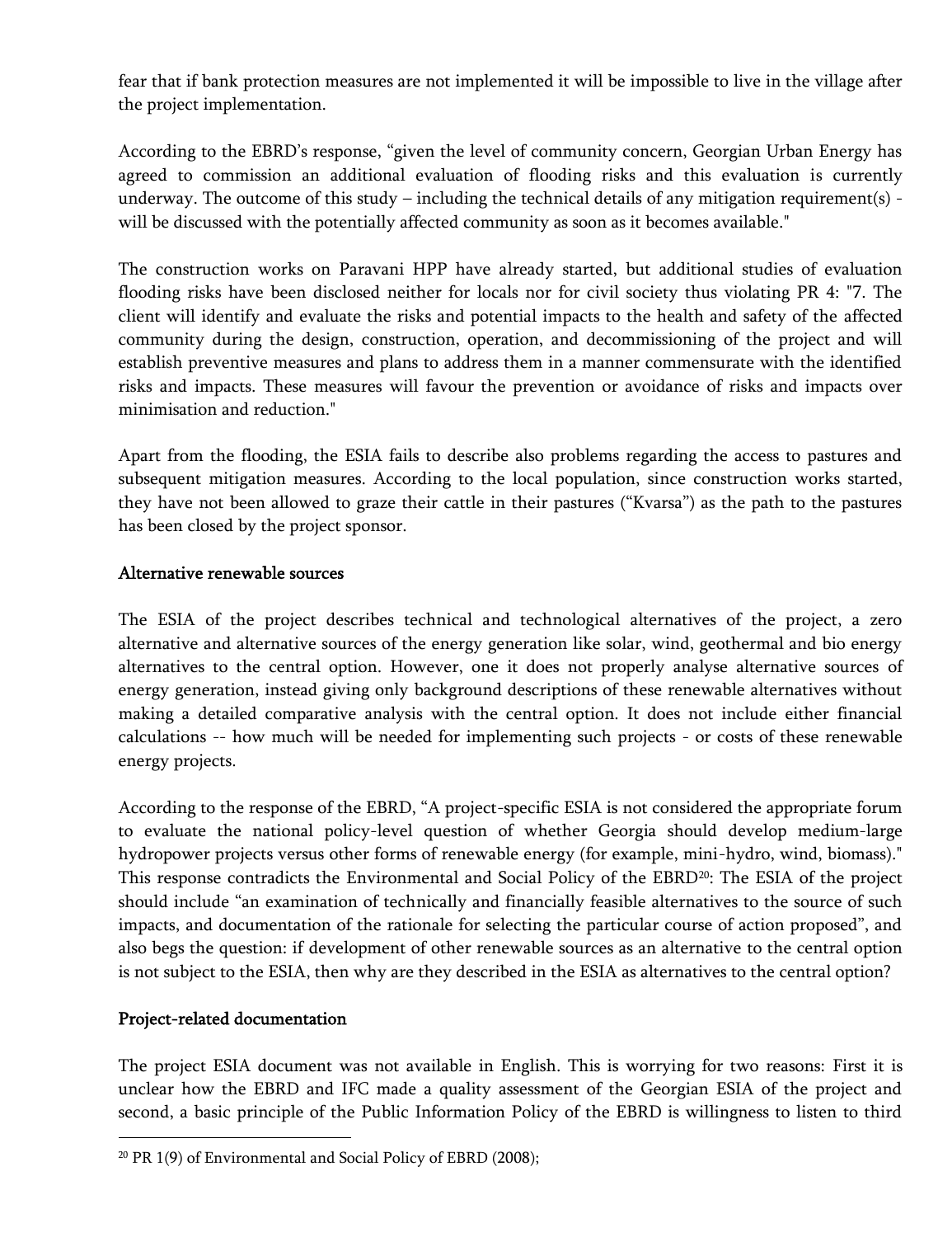fear that if bank protection measures are not implemented it will be impossible to live in the village after the project implementation.

According to the EBRD's response, "given the level of community concern, Georgian Urban Energy has agreed to commission an additional evaluation of flooding risks and this evaluation is currently underway. The outcome of this study – including the technical details of any mitigation requirement(s) - will be discussed with the potentially affected community as soon as it becomes available."

The construction works on Paravani HPP have already started, but additional studies of evaluation flooding risks have been disclosed neither for locals nor for civil society thus violating PR 4: "7. The client will identify and evaluate the risks and potential impacts to the health and safety of the affected community during the design, construction, operation, and decommissioning of the project and will establish preventive measures and plans to address them in a manner commensurate with the identified risks and impacts. These measures will favour the prevention or avoidance of risks and impacts over minimisation and reduction."

Apart from the flooding, the ESIA fails to describe also problems regarding the access to pastures and subsequent mitigation measures. According to the local population, since construction works started, they have not been allowed to graze their cattle in their pastures ("Kvarsa") as the path to the pastures has been closed by the project sponsor.

## Alternative renewable sources

The ESIA of the project describes technical and technological alternatives of the project, a zero alternative and alternative sources of the energy generation like solar, wind, geothermal and bio energy alternatives to the central option. However, one it does not properly analyse alternative sources of energy generation, instead giving only background descriptions of these renewable alternatives without making a detailed comparative analysis with the central option. It does not include either financial calculations -- how much will be needed for implementing such projects - or costs of these renewable energy projects.

According to the response of the EBRD, "A project-specific ESIA is not considered the appropriate forum to evaluate the national policy-level question of whether Georgia should develop medium-large hydropower projects versus other forms of renewable energy (for example, mini-hydro, wind, biomass)." This response contradicts the Environmental and Social Policy of the EBRD[20]: The ESIA of the project should include "an examination of technically and financially feasible alternatives to the source of such impacts, and documentation of the rationale for selecting the particular course of action proposed", and also begs the question: if development of other renewable sources as an alternative to the central option is not subject to the ESIA, then why are they described in the ESIA as alternatives to the central option?

## Project-related documentation

The project ESIA document was not available in English. This is worrying for two reasons: First it is unclear how the EBRD and IFC made a quality assessment of the Georgian ESIA of the project and second, a basic principle of the Public Information Policy of the EBRD is willingness to listen to third

---

[20] PR 1(9) of Environmental and Social Policy of EBRD (2008);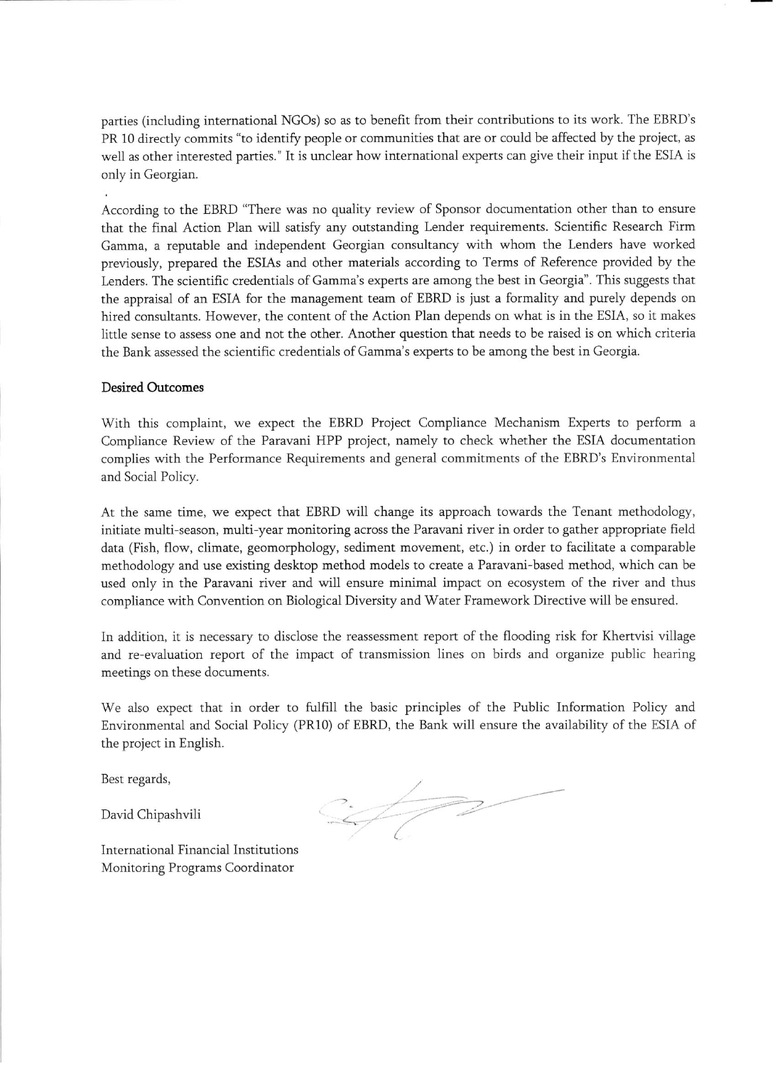parties (including international NGOs) so as to benefit from their contributions to its work. The EBRD's PR 10 directly commits "to identify people or communities that are or could be affected by the project, as well as other interested parties." It is unclear how international experts can give their input if the ESIA is only in Georgian.

According to the EBRD "There was no quality review of Sponsor documentation other than to ensure that the final Action Plan will satisfy any outstanding Lender requirements. Scientific Research Firm Gamma, a reputable and independent Georgian consultancy with whom the Lenders have worked previously, prepared the ESIAs and other materials according to Terms of Reference provided by the Lenders. The scientific credentials of Gamma's experts are among the best in Georgia". This suggests that the appraisal of an ESIA for the management team of EBRD is just a formality and purely depends on hired consultants. However, the content of the Action Plan depends on what is in the ESIA, so it makes little sense to assess one and not the other. Another question that needs to be raised is on which criteria the Bank assessed the scientific credentials of Gamma's experts to be among the best in Georgia.

**Desired Outcomes**

With this complaint, we expect the EBRD Project Compliance Mechanism Experts to perform a Compliance Review of the Paravani HPP project, namely to check whether the ESIA documentation complies with the Performance Requirements and general commitments of the EBRD's Environmental and Social Policy.

At the same time, we expect that EBRD will change its approach towards the Tenant methodology, initiate multi-season, multi-year monitoring across the Paravani river in order to gather appropriate field data (Fish, flow, climate, geomorphology, sediment movement, etc.) in order to facilitate a comparable methodology and use existing desktop method models to create a Paravani-based method, which can be used only in the Paravani river and will ensure minimal impact on ecosystem of the river and thus compliance with Convention on Biological Diversity and Water Framework Directive will be ensured.

In addition, it is necessary to disclose the reassessment report of the flooding risk for Khertvisi village and re-evaluation report of the impact of transmission lines on birds and organize public hearing meetings on these documents.

We also expect that in order to fulfill the basic principles of the Public Information Policy and Environmental and Social Policy (PR10) of EBRD, the Bank will ensure the availability of the ESIA of the project in English.

Best regards,

David Chipashvili

International Financial Institutions
Monitoring Programs Coordinator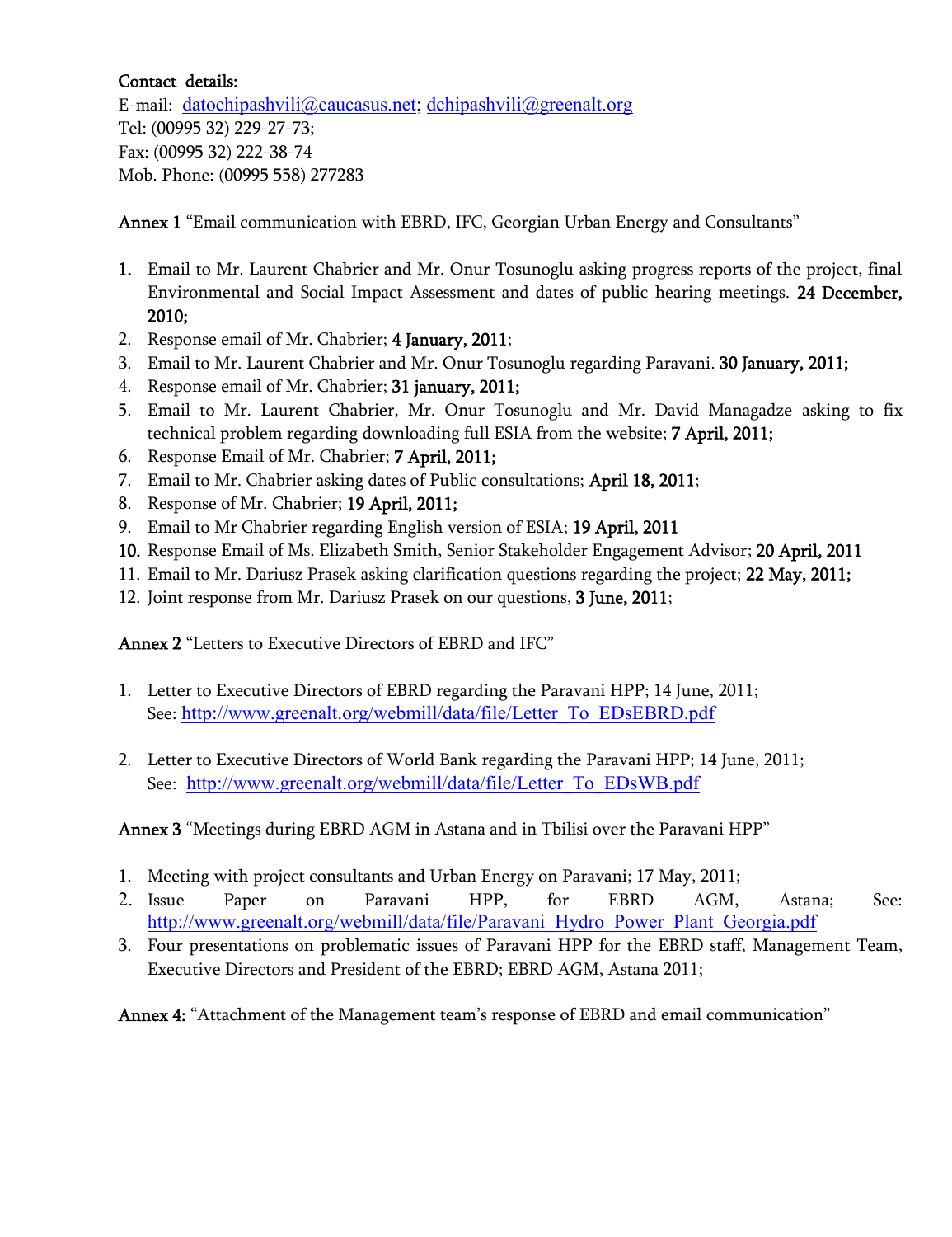Contact details:
E-mail: datochipashvili@caucasus.net; dchipashvili@greenalt.org
Tel: (00995 32) 229-27-73;
Fax: (00995 32) 222-38-74
Mob. Phone: (00995 558) 277283

**Annex 1** "Email communication with EBRD, IFC, Georgian Urban Energy and Consultants"

1. Email to Mr. Laurent Chabrier and Mr. Onur Tosunoglu asking progress reports of the project, final Environmental and Social Impact Assessment and dates of public hearing meetings. **24 December, 2010;**
2. Response email of Mr. Chabrier; **4 January, 2011**;
3. Email to Mr. Laurent Chabrier and Mr. Onur Tosunoglu regarding Paravani. **30 January, 2011;**
4. Response email of Mr. Chabrier; **31 january, 2011;**
5. Email to Mr. Laurent Chabrier, Mr. Onur Tosunoglu and Mr. David Managadze asking to fix technical problem regarding downloading full ESIA from the website; **7 April, 2011;**
6. Response Email of Mr. Chabrier; **7 April, 2011;**
7. Email to Mr. Chabrier asking dates of Public consultations; **April 18, 2011**;
8. Response of Mr. Chabrier; **19 April, 2011;**
9. Email to Mr Chabrier regarding English version of ESIA; **19 April, 2011**
10. Response Email of Ms. Elizabeth Smith, Senior Stakeholder Engagement Advisor; **20 April, 2011**
11. Email to Mr. Dariusz Prasek asking clarification questions regarding the project; **22 May, 2011;**
12. Joint response from Mr. Dariusz Prasek on our questions, **3 June, 2011**;

**Annex 2** "Letters to Executive Directors of EBRD and IFC"

1. Letter to Executive Directors of EBRD regarding the Paravani HPP; 14 June, 2011;
   See: http://www.greenalt.org/webmill/data/file/Letter_To_EDsEBRD.pdf

2. Letter to Executive Directors of World Bank regarding the Paravani HPP; 14 June, 2011;
   See: http://www.greenalt.org/webmill/data/file/Letter_To_EDsWB.pdf

**Annex 3** "Meetings during EBRD AGM in Astana and in Tbilisi over the Paravani HPP"

1. Meeting with project consultants and Urban Energy on Paravani; 17 May, 2011;
2. Issue Paper on Paravani HPP, for EBRD AGM, Astana; See: http://www.greenalt.org/webmill/data/file/Paravani_Hydro_Power_Plant_Georgia.pdf
3. Four presentations on problematic issues of Paravani HPP for the EBRD staff, Management Team, Executive Directors and President of the EBRD; EBRD AGM, Astana 2011;

**Annex 4:** "Attachment of the Management team's response of EBRD and email communication"